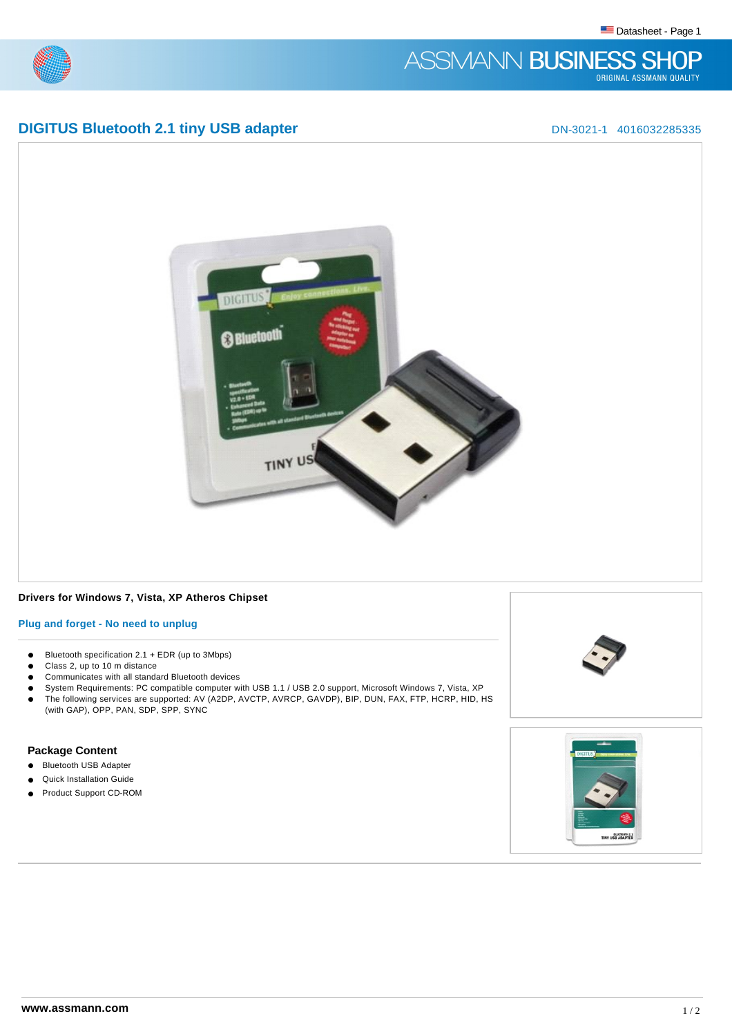# DIGITUS Bluetooth 2.1 tiny USB adapter

DN-3021-1 4016032285335

**Drivers for Windows 7, Vista, XP Atheros Chipset**

## Plug and forget - No need to unplug

- Bluetooth specification 2.1 + EDR (up to 3Mbps)
- Class 2, up to 10 m distance
- Communicates with all standard Bluetooth devices
- System Requirements: PC compatible computer with USB 1.1 / USB 2.0 support, Microsoft Windows 7, Vista, XP
- The following services are supported: AV (A2DP, AVCTP, AVRCP, GAVDP), BIP, DUN, FAX, FTP, HCRP, HID, HS (with GAP), OPP, PAN, SDP, SPP, SYNC

### Package Content

- Bluetooth USB Adapter
- Quick Installation Guide
- Product Support CD-ROM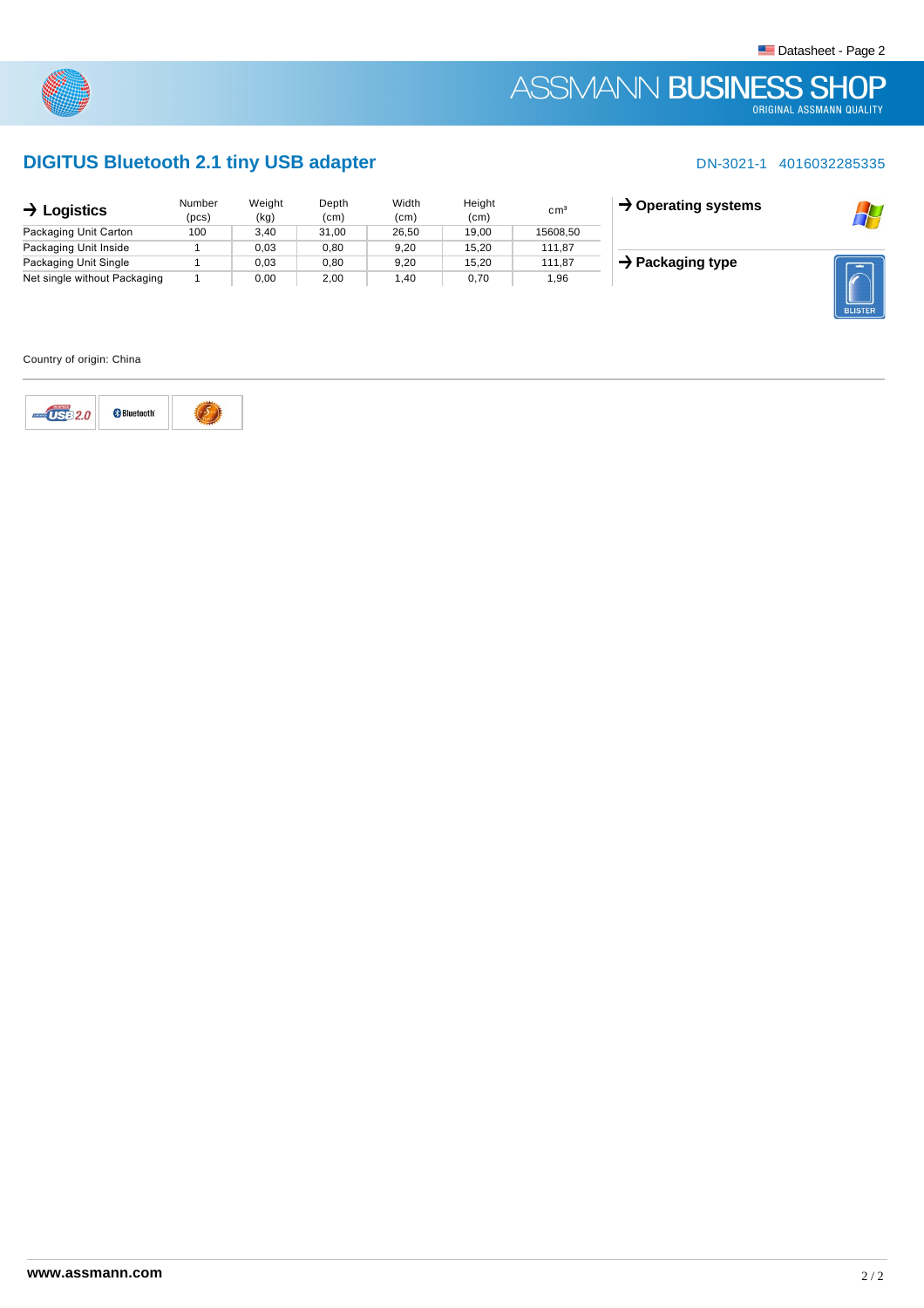## DIGITUS Bluetooth 2.1 tiny USB adapter

DN-3021-1 4016032285335

### → Logistics

| | Number (pcs) | Weight (kg) | Depth (cm) | Width (cm) | Height (cm) | cm³ |
|---|---|---|---|---|---|---|
| Packaging Unit Carton | 100 | 3,40 | 31,00 | 26,50 | 19,00 | 15608,50 |
| Packaging Unit Inside | 1 | 0,03 | 0,80 | 9,20 | 15,20 | 111,87 |
| Packaging Unit Single | 1 | 0,03 | 0,80 | 9,20 | 15,20 | 111,87 |
| Net single without Packaging | 1 | 0,00 | 2,00 | 1,40 | 0,70 | 1,96 |

### → Operating systems

### → Packaging type

BLISTER

Country of origin: China

www.assmann.com